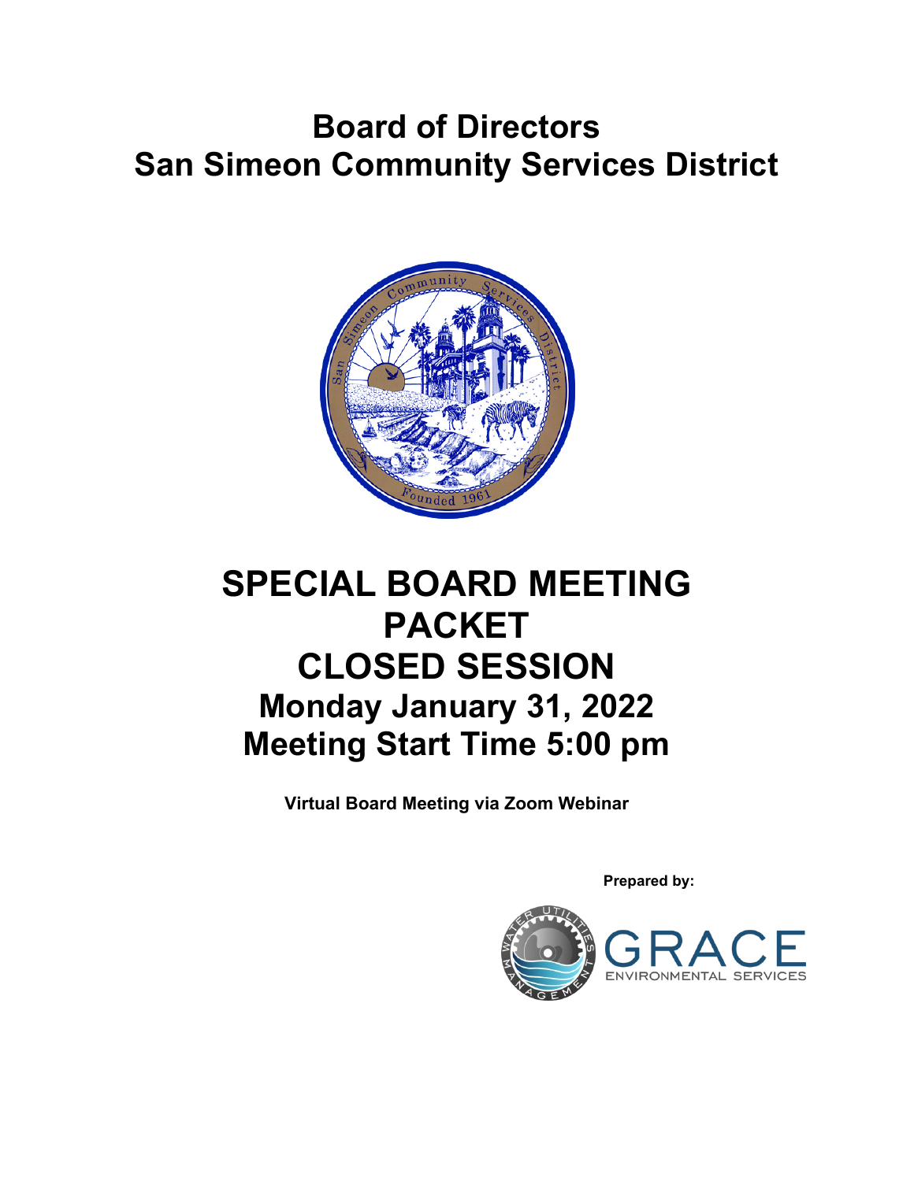# Board of Directors
# San Simeon Community Services District

# SPECIAL BOARD MEETING PACKET
# CLOSED SESSION
## Monday January 31, 2022
## Meeting Start Time 5:00 pm

**Virtual Board Meeting via Zoom Webinar**

**Prepared by:**

GRACE ENVIRONMENTAL SERVICES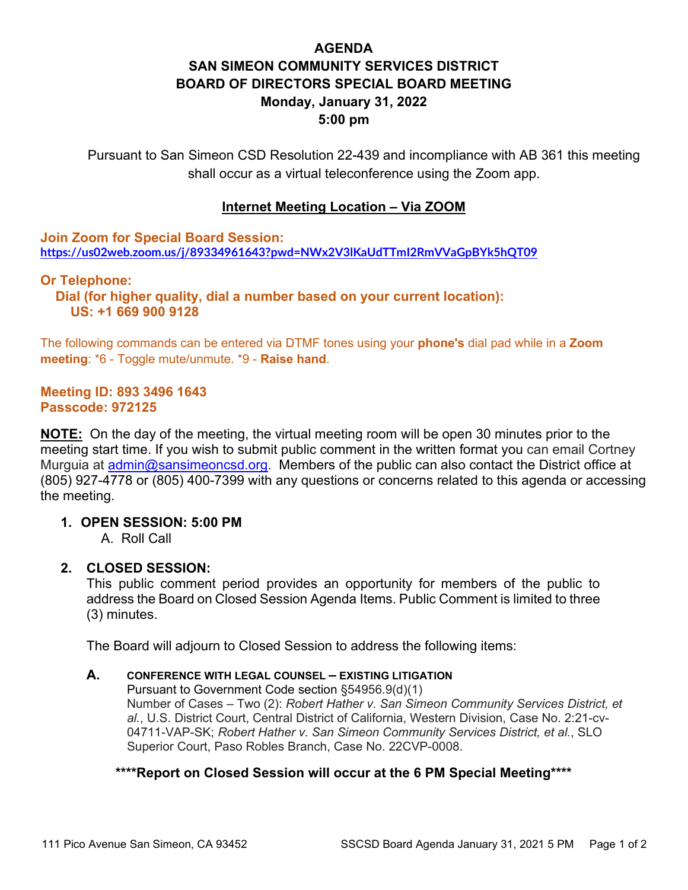# AGENDA
# SAN SIMEON COMMUNITY SERVICES DISTRICT
# BOARD OF DIRECTORS SPECIAL BOARD MEETING
## Monday, January 31, 2022
## 5:00 pm

Pursuant to San Simeon CSD Resolution 22-439 and incompliance with AB 361 this meeting shall occur as a virtual teleconference using the Zoom app.

**Internet Meeting Location – Via ZOOM**

**Join Zoom for Special Board Session:**
https://us02web.zoom.us/j/89334961643?pwd=NWx2V3lKaUdTTmI2RmVVaGpBYk5hQT09

**Or Telephone:**
**Dial (for higher quality, dial a number based on your current location):**
**US: +1 669 900 9128**

The following commands can be entered via DTMF tones using your **phone's** dial pad while in a **Zoom meeting**: *6 - Toggle mute/unmute. *9 - **Raise hand**.

**Meeting ID: 893 3496 1643**
**Passcode: 972125**

**NOTE:** On the day of the meeting, the virtual meeting room will be open 30 minutes prior to the meeting start time. If you wish to submit public comment in the written format you can email Cortney Murguia at admin@sansimeoncsd.org. Members of the public can also contact the District office at (805) 927-4778 or (805) 400-7399 with any questions or concerns related to this agenda or accessing the meeting.

1. **OPEN SESSION: 5:00 PM**
   A. Roll Call

2. **CLOSED SESSION:**
   This public comment period provides an opportunity for members of the public to address the Board on Closed Session Agenda Items. Public Comment is limited to three (3) minutes.

   The Board will adjourn to Closed Session to address the following items:

   **A. CONFERENCE WITH LEGAL COUNSEL – EXISTING LITIGATION**
   Pursuant to Government Code section §54956.9(d)(1)
   Number of Cases – Two (2): *Robert Hather v. San Simeon Community Services District, et al.*, U.S. District Court, Central District of California, Western Division, Case No. 2:21-cv-04711-VAP-SK; *Robert Hather v. San Simeon Community Services District, et al.*, SLO Superior Court, Paso Robles Branch, Case No. 22CVP-0008.

   **\*\*\*\*Report on Closed Session will occur at the 6 PM Special Meeting\*\*\*\***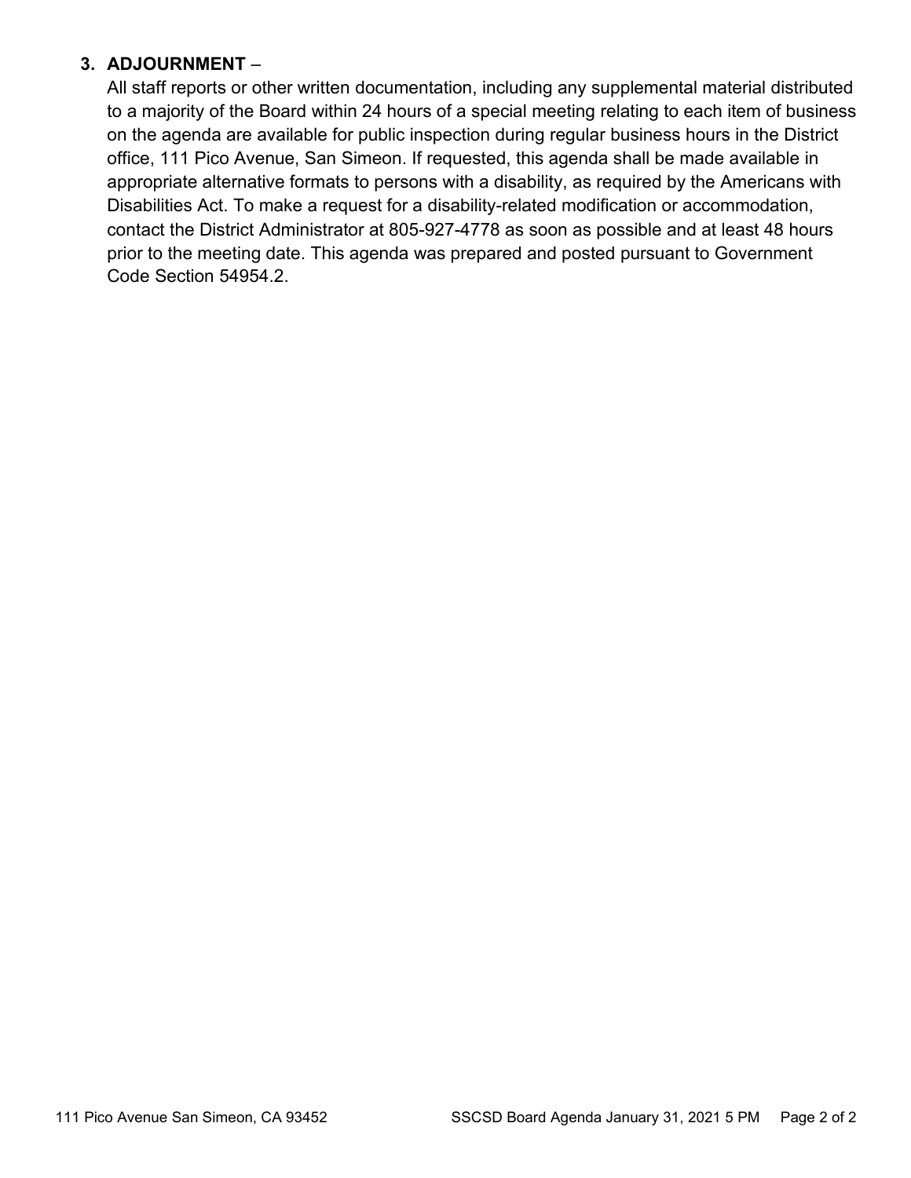**3. ADJOURNMENT** –

All staff reports or other written documentation, including any supplemental material distributed to a majority of the Board within 24 hours of a special meeting relating to each item of business on the agenda are available for public inspection during regular business hours in the District office, 111 Pico Avenue, San Simeon. If requested, this agenda shall be made available in appropriate alternative formats to persons with a disability, as required by the Americans with Disabilities Act. To make a request for a disability-related modification or accommodation, contact the District Administrator at 805-927-4778 as soon as possible and at least 48 hours prior to the meeting date. This agenda was prepared and posted pursuant to Government Code Section 54954.2.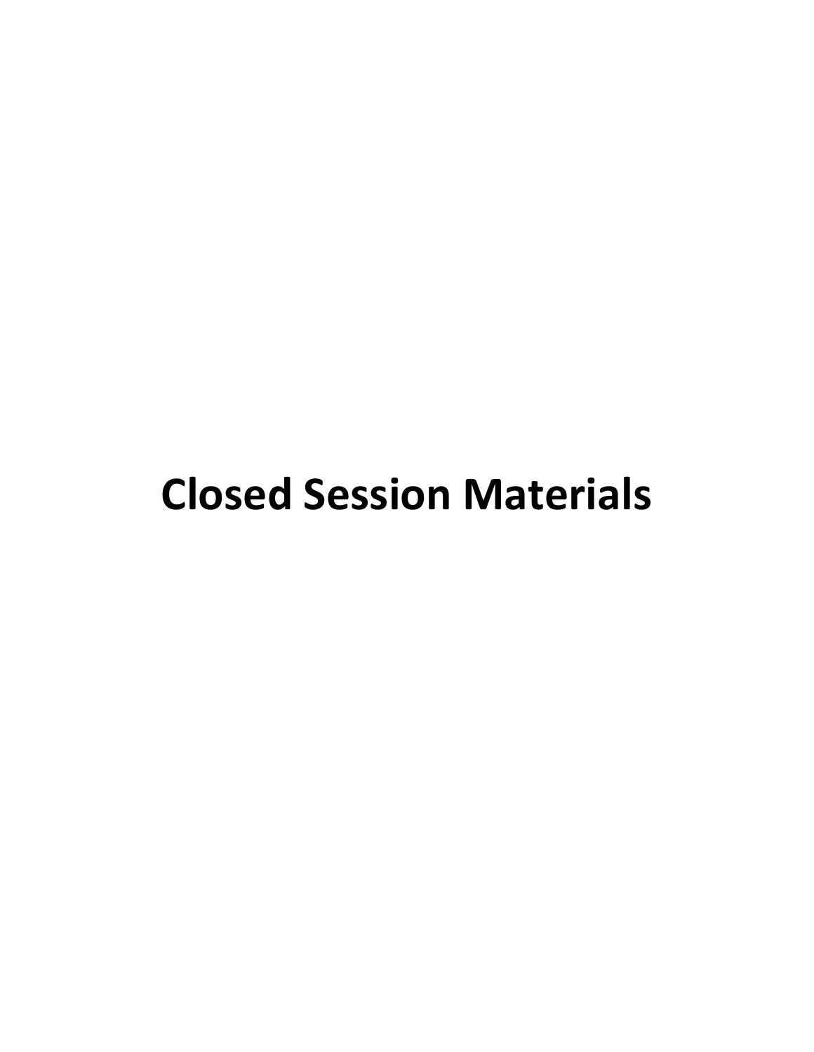# Closed Session Materials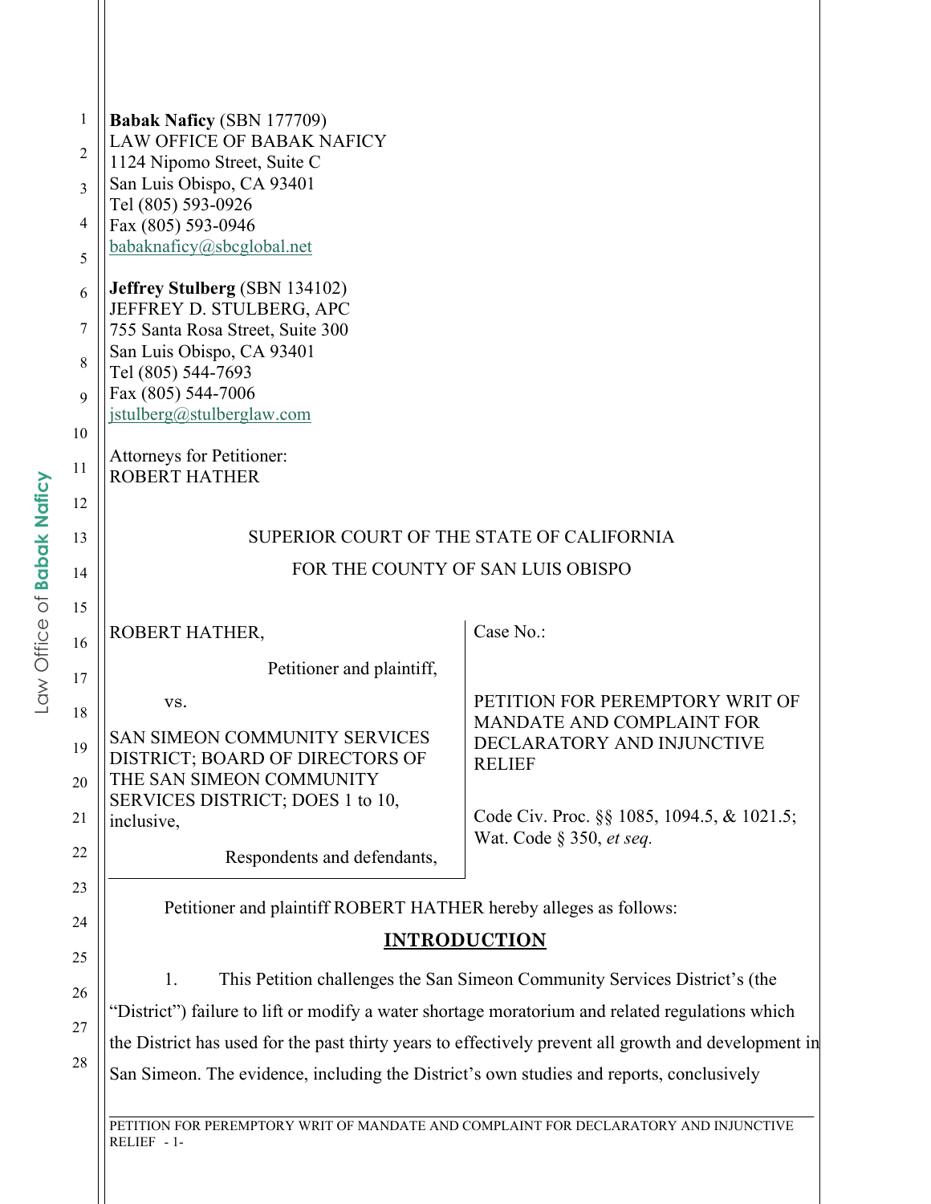**Babak Naficy** (SBN 177709)
LAW OFFICE OF BABAK NAFICY
1124 Nipomo Street, Suite C
San Luis Obispo, CA 93401
Tel (805) 593-0926
Fax (805) 593-0946
babaknaficy@sbcglobal.net

**Jeffrey Stulberg** (SBN 134102)
JEFFREY D. STULBERG, APC
755 Santa Rosa Street, Suite 300
San Luis Obispo, CA 93401
Tel (805) 544-7693
Fax (805) 544-7006
jstulberg@stulberglaw.com

Attorneys for Petitioner:
ROBERT HATHER

SUPERIOR COURT OF THE STATE OF CALIFORNIA

FOR THE COUNTY OF SAN LUIS OBISPO

| | |
|---|---|
| ROBERT HATHER, Petitioner and plaintiff, vs. SAN SIMEON COMMUNITY SERVICES DISTRICT; BOARD OF DIRECTORS OF THE SAN SIMEON COMMUNITY SERVICES DISTRICT; DOES 1 to 10, inclusive, Respondents and defendants, | Case No.: PETITION FOR PEREMPTORY WRIT OF MANDATE AND COMPLAINT FOR DECLARATORY AND INJUNCTIVE RELIEF. Code Civ. Proc. §§ 1085, 1094.5, & 1021.5; Wat. Code § 350, *et seq.* |

Petitioner and plaintiff ROBERT HATHER hereby alleges as follows:

## INTRODUCTION

1. This Petition challenges the San Simeon Community Services District's (the "District") failure to lift or modify a water shortage moratorium and related regulations which the District has used for the past thirty years to effectively prevent all growth and development in San Simeon. The evidence, including the District's own studies and reports, conclusively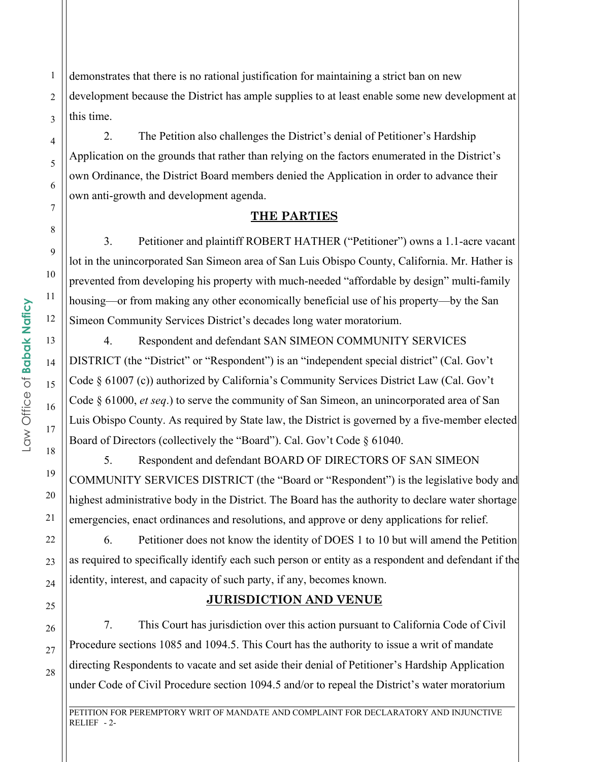demonstrates that there is no rational justification for maintaining a strict ban on new development because the District has ample supplies to at least enable some new development at this time.

2. The Petition also challenges the District's denial of Petitioner's Hardship Application on the grounds that rather than relying on the factors enumerated in the District's own Ordinance, the District Board members denied the Application in order to advance their own anti-growth and development agenda.

## THE PARTIES

3. Petitioner and plaintiff ROBERT HATHER ("Petitioner") owns a 1.1-acre vacant lot in the unincorporated San Simeon area of San Luis Obispo County, California. Mr. Hather is prevented from developing his property with much-needed "affordable by design" multi-family housing—or from making any other economically beneficial use of his property—by the San Simeon Community Services District's decades long water moratorium.

4. Respondent and defendant SAN SIMEON COMMUNITY SERVICES DISTRICT (the "District" or "Respondent") is an "independent special district" (Cal. Gov't Code § 61007 (c)) authorized by California's Community Services District Law (Cal. Gov't Code § 61000, *et seq*.) to serve the community of San Simeon, an unincorporated area of San Luis Obispo County. As required by State law, the District is governed by a five-member elected Board of Directors (collectively the "Board"). Cal. Gov't Code § 61040.

5. Respondent and defendant BOARD OF DIRECTORS OF SAN SIMEON COMMUNITY SERVICES DISTRICT (the "Board or "Respondent") is the legislative body and highest administrative body in the District. The Board has the authority to declare water shortage emergencies, enact ordinances and resolutions, and approve or deny applications for relief.

6. Petitioner does not know the identity of DOES 1 to 10 but will amend the Petition as required to specifically identify each such person or entity as a respondent and defendant if the identity, interest, and capacity of such party, if any, becomes known.

## JURISDICTION AND VENUE

7. This Court has jurisdiction over this action pursuant to California Code of Civil Procedure sections 1085 and 1094.5. This Court has the authority to issue a writ of mandate directing Respondents to vacate and set aside their denial of Petitioner's Hardship Application under Code of Civil Procedure section 1094.5 and/or to repeal the District's water moratorium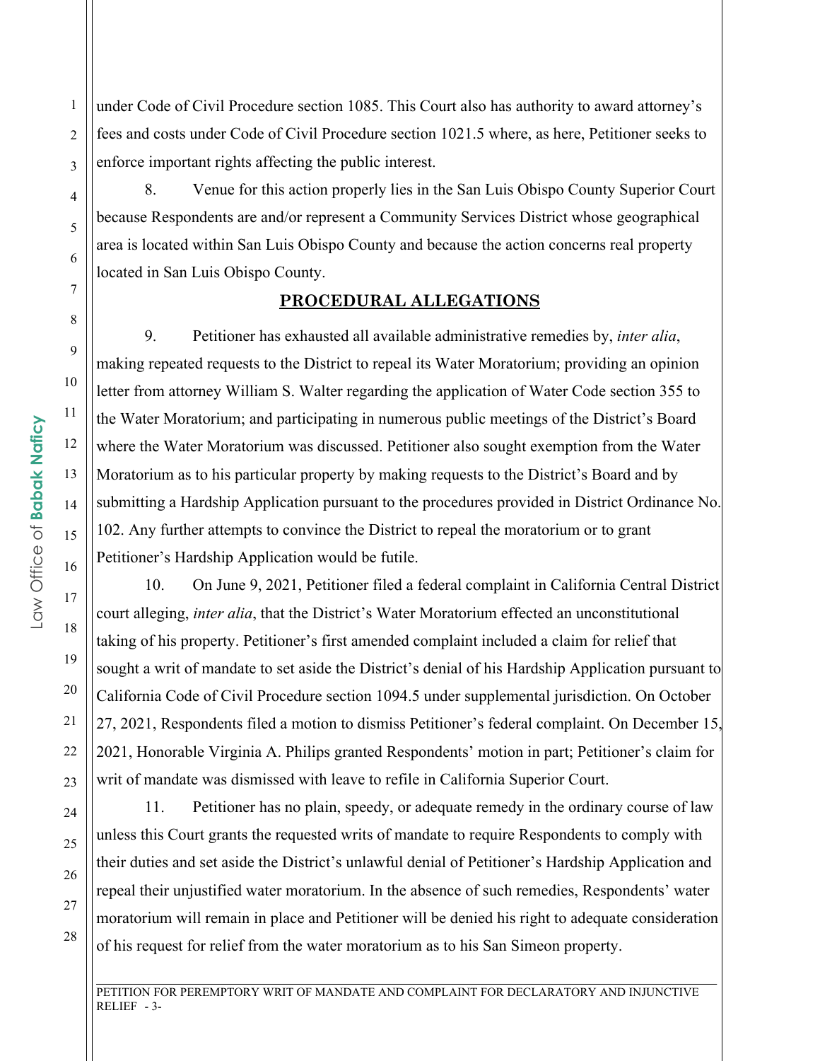under Code of Civil Procedure section 1085. This Court also has authority to award attorney's fees and costs under Code of Civil Procedure section 1021.5 where, as here, Petitioner seeks to enforce important rights affecting the public interest.

8. Venue for this action properly lies in the San Luis Obispo County Superior Court because Respondents are and/or represent a Community Services District whose geographical area is located within San Luis Obispo County and because the action concerns real property located in San Luis Obispo County.

## PROCEDURAL ALLEGATIONS

9. Petitioner has exhausted all available administrative remedies by, *inter alia*, making repeated requests to the District to repeal its Water Moratorium; providing an opinion letter from attorney William S. Walter regarding the application of Water Code section 355 to the Water Moratorium; and participating in numerous public meetings of the District's Board where the Water Moratorium was discussed. Petitioner also sought exemption from the Water Moratorium as to his particular property by making requests to the District's Board and by submitting a Hardship Application pursuant to the procedures provided in District Ordinance No. 102. Any further attempts to convince the District to repeal the moratorium or to grant Petitioner's Hardship Application would be futile.

10. On June 9, 2021, Petitioner filed a federal complaint in California Central District court alleging, *inter alia*, that the District's Water Moratorium effected an unconstitutional taking of his property. Petitioner's first amended complaint included a claim for relief that sought a writ of mandate to set aside the District's denial of his Hardship Application pursuant to California Code of Civil Procedure section 1094.5 under supplemental jurisdiction. On October 27, 2021, Respondents filed a motion to dismiss Petitioner's federal complaint. On December 15, 2021, Honorable Virginia A. Philips granted Respondents' motion in part; Petitioner's claim for writ of mandate was dismissed with leave to refile in California Superior Court.

11. Petitioner has no plain, speedy, or adequate remedy in the ordinary course of law unless this Court grants the requested writs of mandate to require Respondents to comply with their duties and set aside the District's unlawful denial of Petitioner's Hardship Application and repeal their unjustified water moratorium. In the absence of such remedies, Respondents' water moratorium will remain in place and Petitioner will be denied his right to adequate consideration of his request for relief from the water moratorium as to his San Simeon property.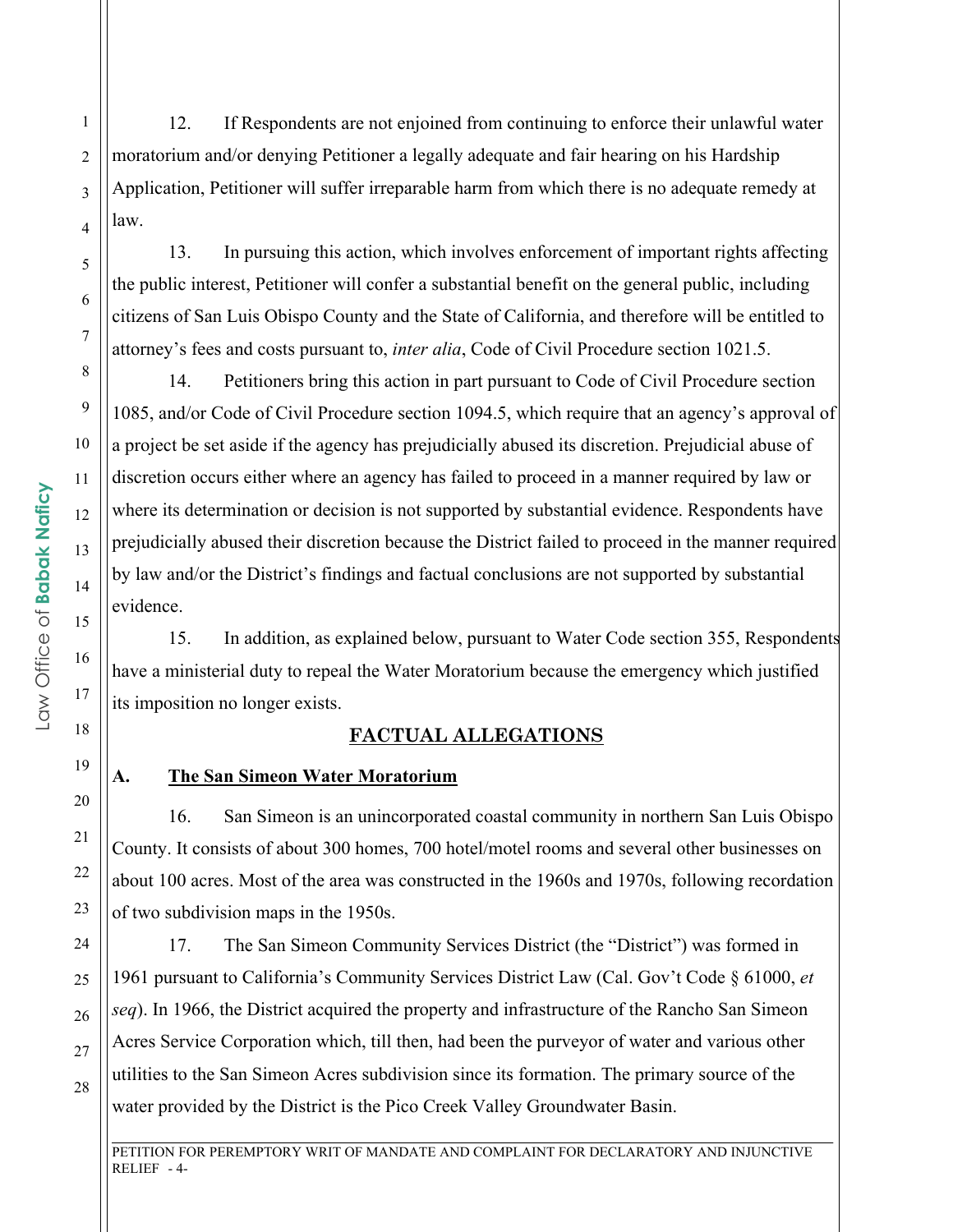12. If Respondents are not enjoined from continuing to enforce their unlawful water moratorium and/or denying Petitioner a legally adequate and fair hearing on his Hardship Application, Petitioner will suffer irreparable harm from which there is no adequate remedy at law.

13. In pursuing this action, which involves enforcement of important rights affecting the public interest, Petitioner will confer a substantial benefit on the general public, including citizens of San Luis Obispo County and the State of California, and therefore will be entitled to attorney's fees and costs pursuant to, *inter alia*, Code of Civil Procedure section 1021.5.

14. Petitioners bring this action in part pursuant to Code of Civil Procedure section 1085, and/or Code of Civil Procedure section 1094.5, which require that an agency's approval of a project be set aside if the agency has prejudicially abused its discretion. Prejudicial abuse of discretion occurs either where an agency has failed to proceed in a manner required by law or where its determination or decision is not supported by substantial evidence. Respondents have prejudicially abused their discretion because the District failed to proceed in the manner required by law and/or the District's findings and factual conclusions are not supported by substantial evidence.

15. In addition, as explained below, pursuant to Water Code section 355, Respondents have a ministerial duty to repeal the Water Moratorium because the emergency which justified its imposition no longer exists.

## FACTUAL ALLEGATIONS

### A. The San Simeon Water Moratorium

16. San Simeon is an unincorporated coastal community in northern San Luis Obispo County. It consists of about 300 homes, 700 hotel/motel rooms and several other businesses on about 100 acres. Most of the area was constructed in the 1960s and 1970s, following recordation of two subdivision maps in the 1950s.

17. The San Simeon Community Services District (the "District") was formed in 1961 pursuant to California's Community Services District Law (Cal. Gov't Code § 61000, *et seq*). In 1966, the District acquired the property and infrastructure of the Rancho San Simeon Acres Service Corporation which, till then, had been the purveyor of water and various other utilities to the San Simeon Acres subdivision since its formation. The primary source of the water provided by the District is the Pico Creek Valley Groundwater Basin.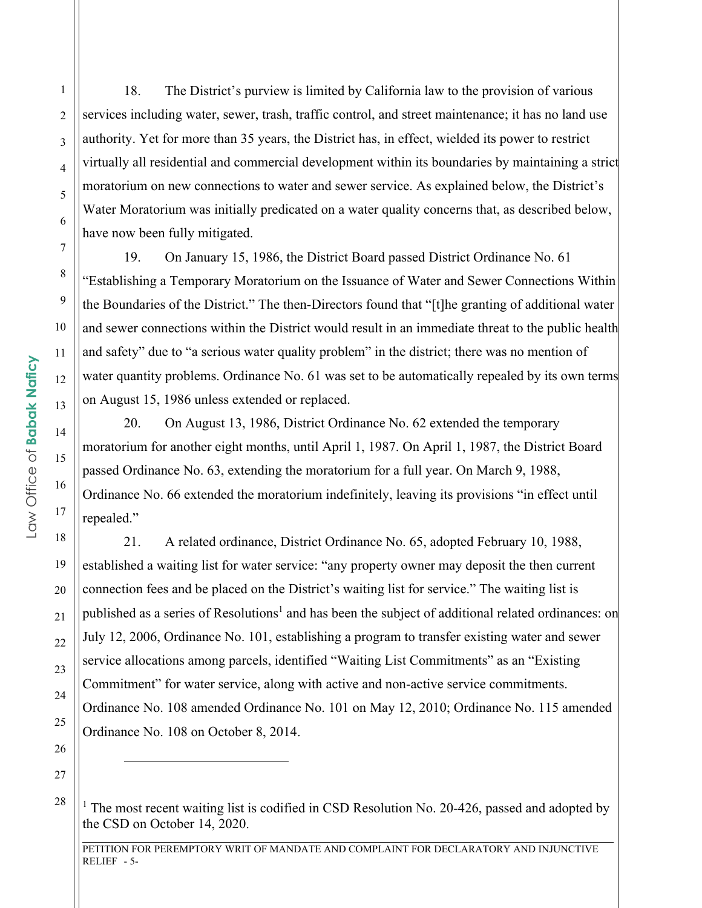18. The District's purview is limited by California law to the provision of various services including water, sewer, trash, traffic control, and street maintenance; it has no land use authority. Yet for more than 35 years, the District has, in effect, wielded its power to restrict virtually all residential and commercial development within its boundaries by maintaining a strict moratorium on new connections to water and sewer service. As explained below, the District's Water Moratorium was initially predicated on a water quality concerns that, as described below, have now been fully mitigated.

19. On January 15, 1986, the District Board passed District Ordinance No. 61 "Establishing a Temporary Moratorium on the Issuance of Water and Sewer Connections Within the Boundaries of the District." The then-Directors found that "[t]he granting of additional water and sewer connections within the District would result in an immediate threat to the public health and safety" due to "a serious water quality problem" in the district; there was no mention of water quantity problems. Ordinance No. 61 was set to be automatically repealed by its own terms on August 15, 1986 unless extended or replaced.

20. On August 13, 1986, District Ordinance No. 62 extended the temporary moratorium for another eight months, until April 1, 1987. On April 1, 1987, the District Board passed Ordinance No. 63, extending the moratorium for a full year. On March 9, 1988, Ordinance No. 66 extended the moratorium indefinitely, leaving its provisions "in effect until repealed."

21. A related ordinance, District Ordinance No. 65, adopted February 10, 1988, established a waiting list for water service: "any property owner may deposit the then current connection fees and be placed on the District's waiting list for service." The waiting list is published as a series of Resolutions[1] and has been the subject of additional related ordinances: on July 12, 2006, Ordinance No. 101, establishing a program to transfer existing water and sewer service allocations among parcels, identified "Waiting List Commitments" as an "Existing Commitment" for water service, along with active and non-active service commitments. Ordinance No. 108 amended Ordinance No. 101 on May 12, 2010; Ordinance No. 115 amended Ordinance No. 108 on October 8, 2014.

---

[1] The most recent waiting list is codified in CSD Resolution No. 20-426, passed and adopted by the CSD on October 14, 2020.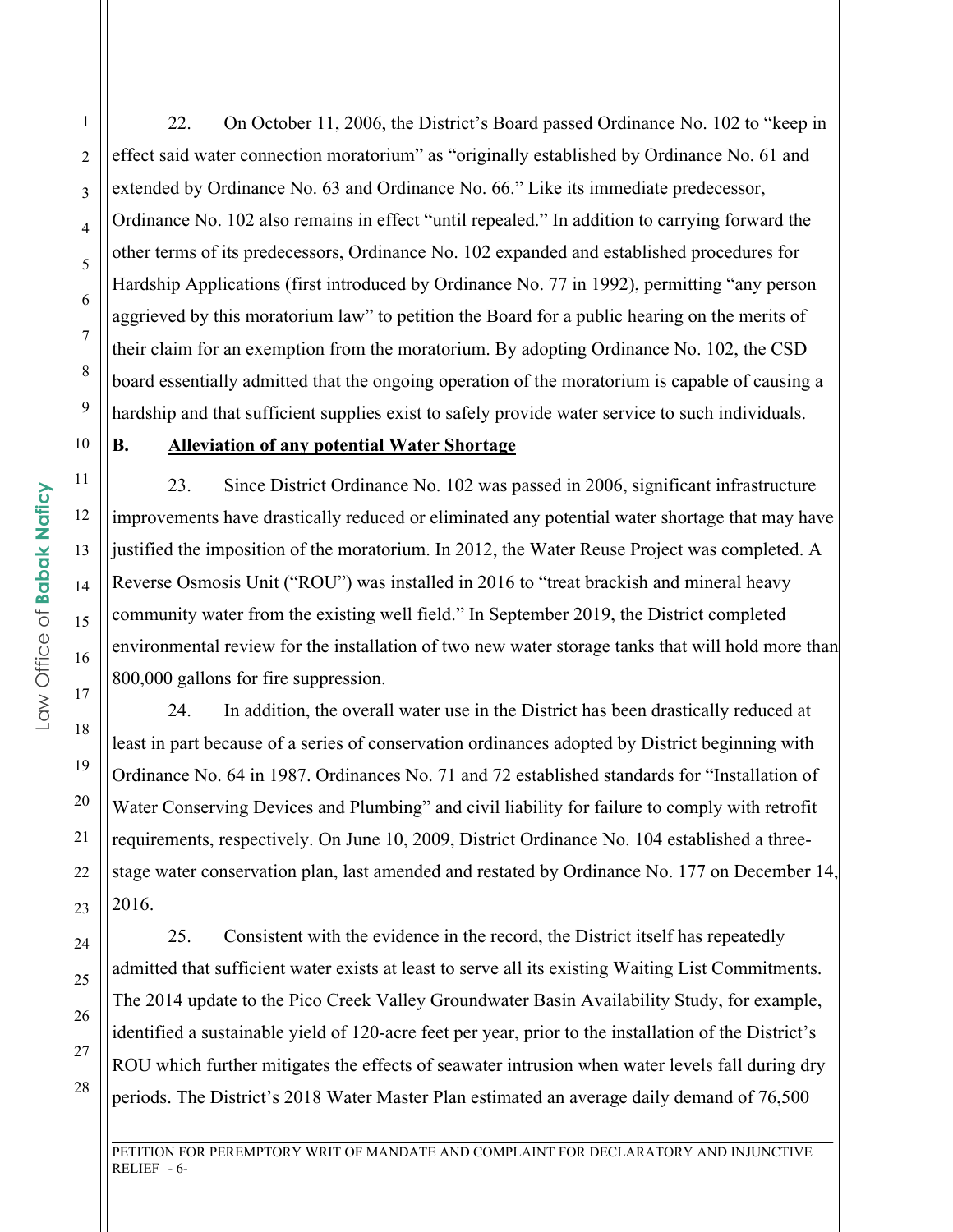22. On October 11, 2006, the District's Board passed Ordinance No. 102 to "keep in effect said water connection moratorium" as "originally established by Ordinance No. 61 and extended by Ordinance No. 63 and Ordinance No. 66." Like its immediate predecessor, Ordinance No. 102 also remains in effect "until repealed." In addition to carrying forward the other terms of its predecessors, Ordinance No. 102 expanded and established procedures for Hardship Applications (first introduced by Ordinance No. 77 in 1992), permitting "any person aggrieved by this moratorium law" to petition the Board for a public hearing on the merits of their claim for an exemption from the moratorium. By adopting Ordinance No. 102, the CSD board essentially admitted that the ongoing operation of the moratorium is capable of causing a hardship and that sufficient supplies exist to safely provide water service to such individuals.

**B. <u>Alleviation of any potential Water Shortage</u>**

23. Since District Ordinance No. 102 was passed in 2006, significant infrastructure improvements have drastically reduced or eliminated any potential water shortage that may have justified the imposition of the moratorium. In 2012, the Water Reuse Project was completed. A Reverse Osmosis Unit ("ROU") was installed in 2016 to "treat brackish and mineral heavy community water from the existing well field." In September 2019, the District completed environmental review for the installation of two new water storage tanks that will hold more than 800,000 gallons for fire suppression.

24. In addition, the overall water use in the District has been drastically reduced at least in part because of a series of conservation ordinances adopted by District beginning with Ordinance No. 64 in 1987. Ordinances No. 71 and 72 established standards for "Installation of Water Conserving Devices and Plumbing" and civil liability for failure to comply with retrofit requirements, respectively. On June 10, 2009, District Ordinance No. 104 established a three-stage water conservation plan, last amended and restated by Ordinance No. 177 on December 14, 2016.

25. Consistent with the evidence in the record, the District itself has repeatedly admitted that sufficient water exists at least to serve all its existing Waiting List Commitments. The 2014 update to the Pico Creek Valley Groundwater Basin Availability Study, for example, identified a sustainable yield of 120-acre feet per year, prior to the installation of the District's ROU which further mitigates the effects of seawater intrusion when water levels fall during dry periods. The District's 2018 Water Master Plan estimated an average daily demand of 76,500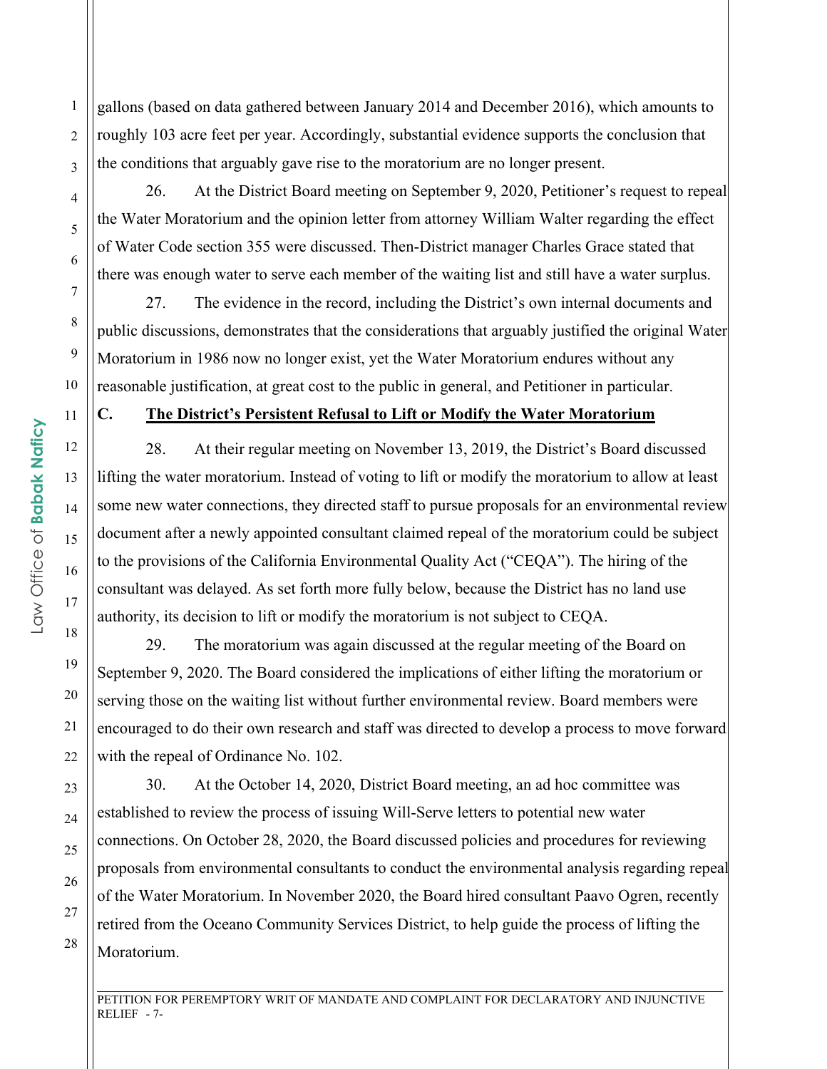gallons (based on data gathered between January 2014 and December 2016), which amounts to roughly 103 acre feet per year. Accordingly, substantial evidence supports the conclusion that the conditions that arguably gave rise to the moratorium are no longer present.

26. At the District Board meeting on September 9, 2020, Petitioner's request to repeal the Water Moratorium and the opinion letter from attorney William Walter regarding the effect of Water Code section 355 were discussed. Then-District manager Charles Grace stated that there was enough water to serve each member of the waiting list and still have a water surplus.

27. The evidence in the record, including the District's own internal documents and public discussions, demonstrates that the considerations that arguably justified the original Water Moratorium in 1986 now no longer exist, yet the Water Moratorium endures without any reasonable justification, at great cost to the public in general, and Petitioner in particular.

### C. The District's Persistent Refusal to Lift or Modify the Water Moratorium

28. At their regular meeting on November 13, 2019, the District's Board discussed lifting the water moratorium. Instead of voting to lift or modify the moratorium to allow at least some new water connections, they directed staff to pursue proposals for an environmental review document after a newly appointed consultant claimed repeal of the moratorium could be subject to the provisions of the California Environmental Quality Act ("CEQA"). The hiring of the consultant was delayed. As set forth more fully below, because the District has no land use authority, its decision to lift or modify the moratorium is not subject to CEQA.

29. The moratorium was again discussed at the regular meeting of the Board on September 9, 2020. The Board considered the implications of either lifting the moratorium or serving those on the waiting list without further environmental review. Board members were encouraged to do their own research and staff was directed to develop a process to move forward with the repeal of Ordinance No. 102.

30. At the October 14, 2020, District Board meeting, an ad hoc committee was established to review the process of issuing Will-Serve letters to potential new water connections. On October 28, 2020, the Board discussed policies and procedures for reviewing proposals from environmental consultants to conduct the environmental analysis regarding repeal of the Water Moratorium. In November 2020, the Board hired consultant Paavo Ogren, recently retired from the Oceano Community Services District, to help guide the process of lifting the Moratorium.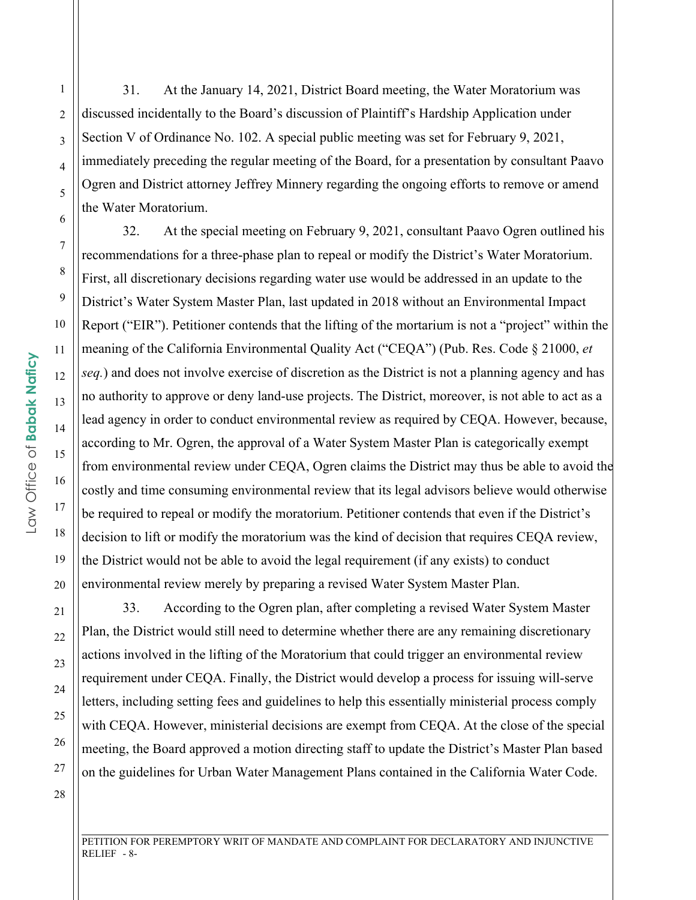31. At the January 14, 2021, District Board meeting, the Water Moratorium was discussed incidentally to the Board's discussion of Plaintiff's Hardship Application under Section V of Ordinance No. 102. A special public meeting was set for February 9, 2021, immediately preceding the regular meeting of the Board, for a presentation by consultant Paavo Ogren and District attorney Jeffrey Minnery regarding the ongoing efforts to remove or amend the Water Moratorium.

32. At the special meeting on February 9, 2021, consultant Paavo Ogren outlined his recommendations for a three-phase plan to repeal or modify the District's Water Moratorium. First, all discretionary decisions regarding water use would be addressed in an update to the District's Water System Master Plan, last updated in 2018 without an Environmental Impact Report ("EIR"). Petitioner contends that the lifting of the mortarium is not a "project" within the meaning of the California Environmental Quality Act ("CEQA") (Pub. Res. Code § 21000, *et seq.*) and does not involve exercise of discretion as the District is not a planning agency and has no authority to approve or deny land-use projects. The District, moreover, is not able to act as a lead agency in order to conduct environmental review as required by CEQA. However, because, according to Mr. Ogren, the approval of a Water System Master Plan is categorically exempt from environmental review under CEQA, Ogren claims the District may thus be able to avoid the costly and time consuming environmental review that its legal advisors believe would otherwise be required to repeal or modify the moratorium. Petitioner contends that even if the District's decision to lift or modify the moratorium was the kind of decision that requires CEQA review, the District would not be able to avoid the legal requirement (if any exists) to conduct environmental review merely by preparing a revised Water System Master Plan.

33. According to the Ogren plan, after completing a revised Water System Master Plan, the District would still need to determine whether there are any remaining discretionary actions involved in the lifting of the Moratorium that could trigger an environmental review requirement under CEQA. Finally, the District would develop a process for issuing will-serve letters, including setting fees and guidelines to help this essentially ministerial process comply with CEQA. However, ministerial decisions are exempt from CEQA. At the close of the special meeting, the Board approved a motion directing staff to update the District's Master Plan based on the guidelines for Urban Water Management Plans contained in the California Water Code.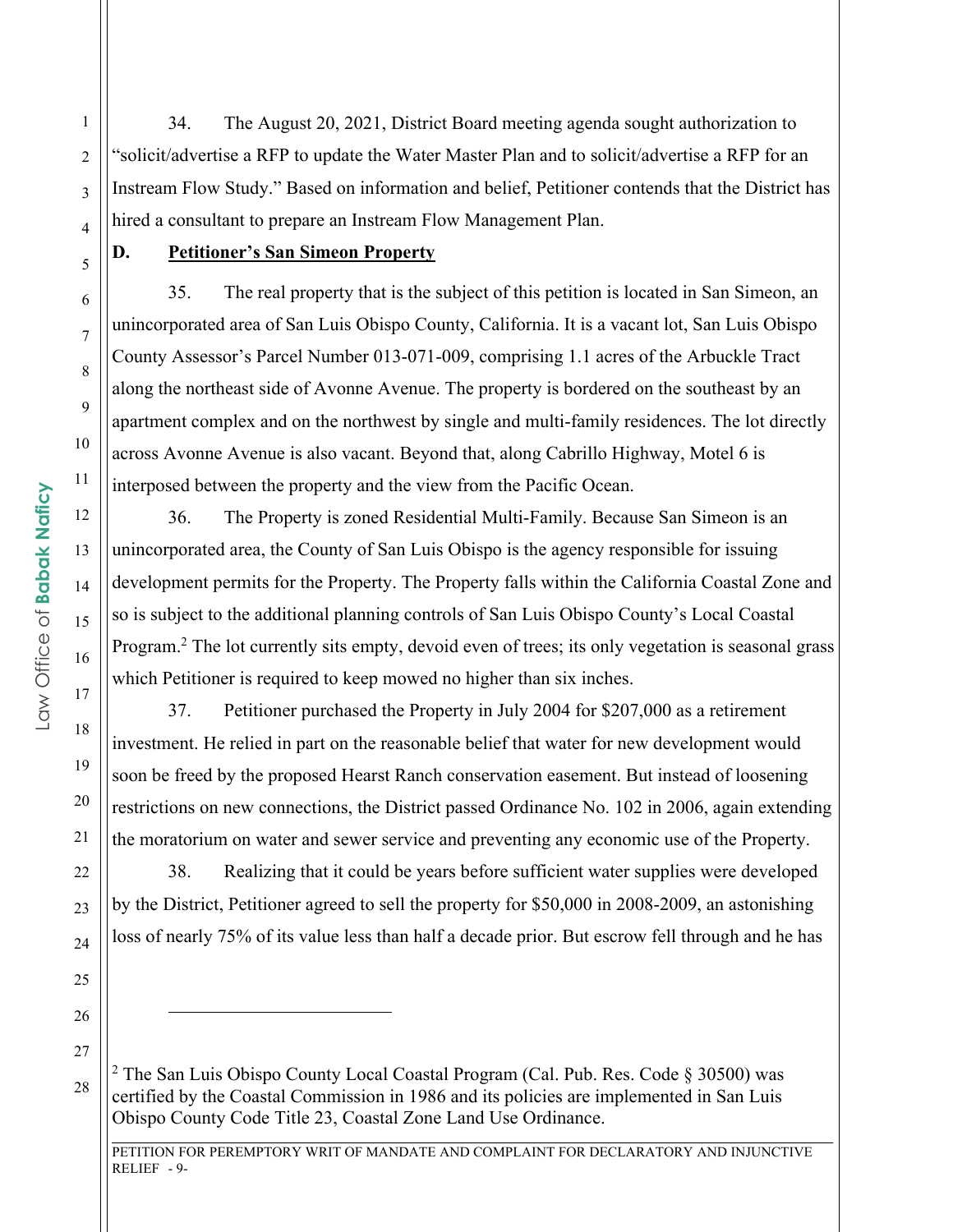34. The August 20, 2021, District Board meeting agenda sought authorization to "solicit/advertise a RFP to update the Water Master Plan and to solicit/advertise a RFP for an Instream Flow Study." Based on information and belief, Petitioner contends that the District has hired a consultant to prepare an Instream Flow Management Plan.

**D. Petitioner's San Simeon Property**

35. The real property that is the subject of this petition is located in San Simeon, an unincorporated area of San Luis Obispo County, California. It is a vacant lot, San Luis Obispo County Assessor's Parcel Number 013-071-009, comprising 1.1 acres of the Arbuckle Tract along the northeast side of Avonne Avenue. The property is bordered on the southeast by an apartment complex and on the northwest by single and multi-family residences. The lot directly across Avonne Avenue is also vacant. Beyond that, along Cabrillo Highway, Motel 6 is interposed between the property and the view from the Pacific Ocean.

36. The Property is zoned Residential Multi-Family. Because San Simeon is an unincorporated area, the County of San Luis Obispo is the agency responsible for issuing development permits for the Property. The Property falls within the California Coastal Zone and so is subject to the additional planning controls of San Luis Obispo County's Local Coastal Program.[2] The lot currently sits empty, devoid even of trees; its only vegetation is seasonal grass which Petitioner is required to keep mowed no higher than six inches.

37. Petitioner purchased the Property in July 2004 for $207,000 as a retirement investment. He relied in part on the reasonable belief that water for new development would soon be freed by the proposed Hearst Ranch conservation easement. But instead of loosening restrictions on new connections, the District passed Ordinance No. 102 in 2006, again extending the moratorium on water and sewer service and preventing any economic use of the Property.

38. Realizing that it could be years before sufficient water supplies were developed by the District, Petitioner agreed to sell the property for $50,000 in 2008-2009, an astonishing loss of nearly 75% of its value less than half a decade prior. But escrow fell through and he has

---

[2] The San Luis Obispo County Local Coastal Program (Cal. Pub. Res. Code § 30500) was certified by the Coastal Commission in 1986 and its policies are implemented in San Luis Obispo County Code Title 23, Coastal Zone Land Use Ordinance.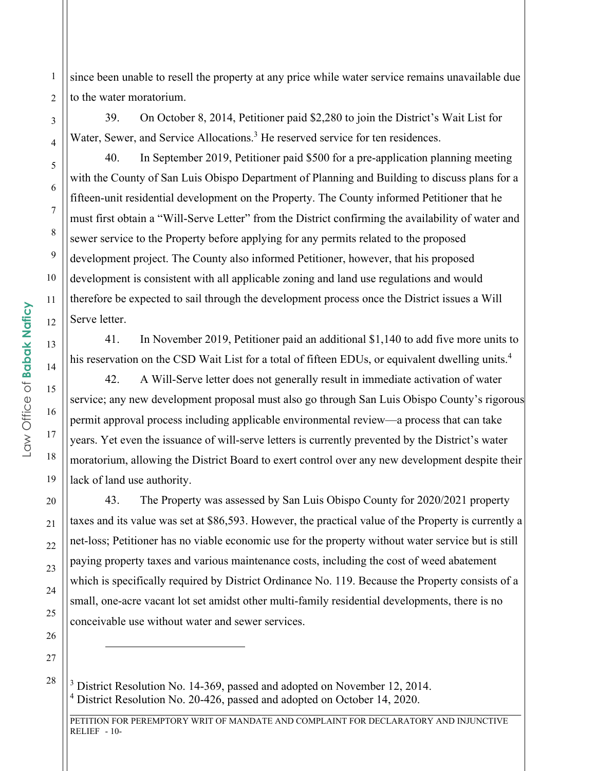since been unable to resell the property at any price while water service remains unavailable due to the water moratorium.

39. On October 8, 2014, Petitioner paid $2,280 to join the District's Wait List for Water, Sewer, and Service Allocations.[3] He reserved service for ten residences.

40. In September 2019, Petitioner paid $500 for a pre-application planning meeting with the County of San Luis Obispo Department of Planning and Building to discuss plans for a fifteen-unit residential development on the Property. The County informed Petitioner that he must first obtain a "Will-Serve Letter" from the District confirming the availability of water and sewer service to the Property before applying for any permits related to the proposed development project. The County also informed Petitioner, however, that his proposed development is consistent with all applicable zoning and land use regulations and would therefore be expected to sail through the development process once the District issues a Will Serve letter.

41. In November 2019, Petitioner paid an additional $1,140 to add five more units to his reservation on the CSD Wait List for a total of fifteen EDUs, or equivalent dwelling units.[4]

42. A Will-Serve letter does not generally result in immediate activation of water service; any new development proposal must also go through San Luis Obispo County's rigorous permit approval process including applicable environmental review—a process that can take years. Yet even the issuance of will-serve letters is currently prevented by the District's water moratorium, allowing the District Board to exert control over any new development despite their lack of land use authority.

43. The Property was assessed by San Luis Obispo County for 2020/2021 property taxes and its value was set at $86,593. However, the practical value of the Property is currently a net-loss; Petitioner has no viable economic use for the property without water service but is still paying property taxes and various maintenance costs, including the cost of weed abatement which is specifically required by District Ordinance No. 119. Because the Property consists of a small, one-acre vacant lot set amidst other multi-family residential developments, there is no conceivable use without water and sewer services.

---

[3] District Resolution No. 14-369, passed and adopted on November 12, 2014.
[4] District Resolution No. 20-426, passed and adopted on October 14, 2020.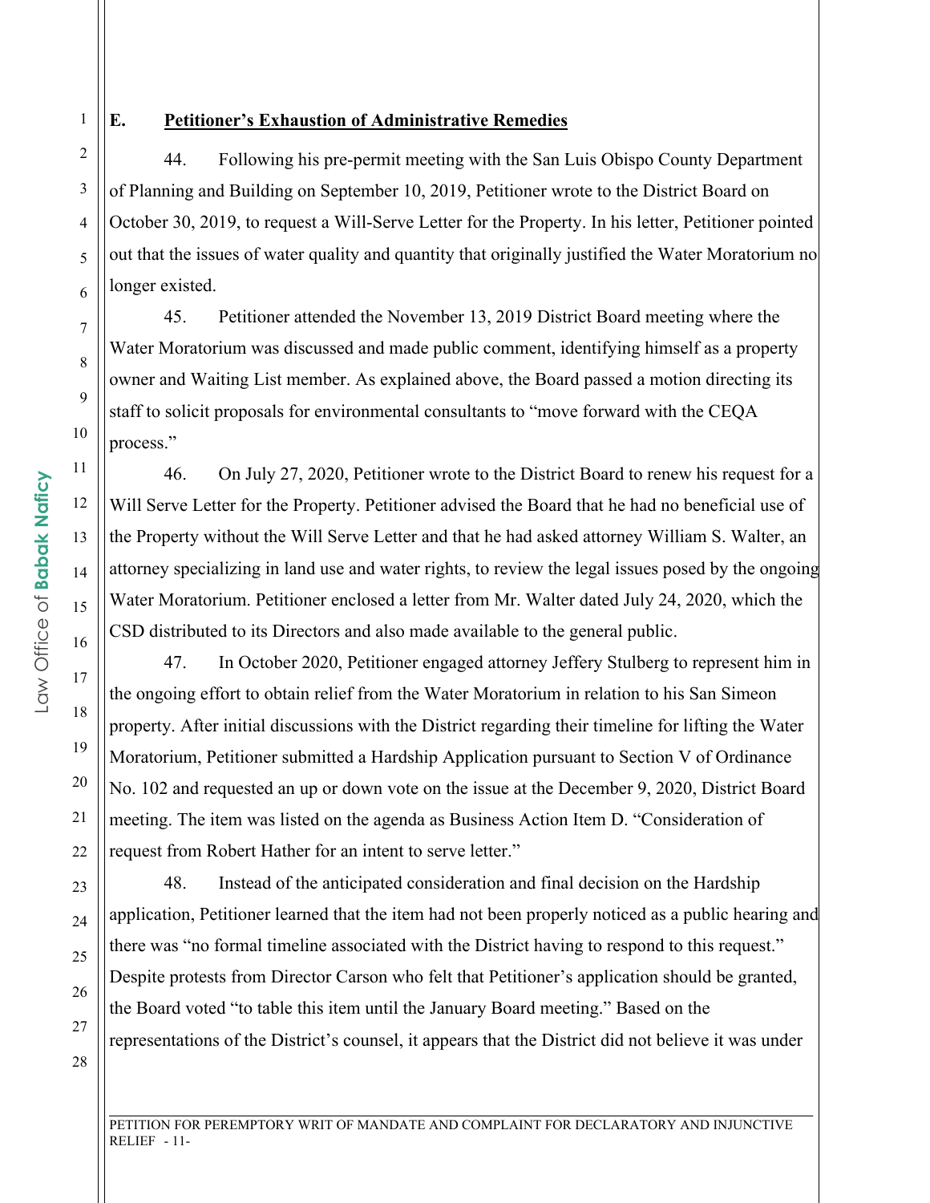### E. **Petitioner's Exhaustion of Administrative Remedies**

44. Following his pre-permit meeting with the San Luis Obispo County Department of Planning and Building on September 10, 2019, Petitioner wrote to the District Board on October 30, 2019, to request a Will-Serve Letter for the Property. In his letter, Petitioner pointed out that the issues of water quality and quantity that originally justified the Water Moratorium no longer existed.

45. Petitioner attended the November 13, 2019 District Board meeting where the Water Moratorium was discussed and made public comment, identifying himself as a property owner and Waiting List member. As explained above, the Board passed a motion directing its staff to solicit proposals for environmental consultants to "move forward with the CEQA process."

46. On July 27, 2020, Petitioner wrote to the District Board to renew his request for a Will Serve Letter for the Property. Petitioner advised the Board that he had no beneficial use of the Property without the Will Serve Letter and that he had asked attorney William S. Walter, an attorney specializing in land use and water rights, to review the legal issues posed by the ongoing Water Moratorium. Petitioner enclosed a letter from Mr. Walter dated July 24, 2020, which the CSD distributed to its Directors and also made available to the general public.

47. In October 2020, Petitioner engaged attorney Jeffery Stulberg to represent him in the ongoing effort to obtain relief from the Water Moratorium in relation to his San Simeon property. After initial discussions with the District regarding their timeline for lifting the Water Moratorium, Petitioner submitted a Hardship Application pursuant to Section V of Ordinance No. 102 and requested an up or down vote on the issue at the December 9, 2020, District Board meeting. The item was listed on the agenda as Business Action Item D. "Consideration of request from Robert Hather for an intent to serve letter."

48. Instead of the anticipated consideration and final decision on the Hardship application, Petitioner learned that the item had not been properly noticed as a public hearing and there was "no formal timeline associated with the District having to respond to this request." Despite protests from Director Carson who felt that Petitioner's application should be granted, the Board voted "to table this item until the January Board meeting." Based on the representations of the District's counsel, it appears that the District did not believe it was under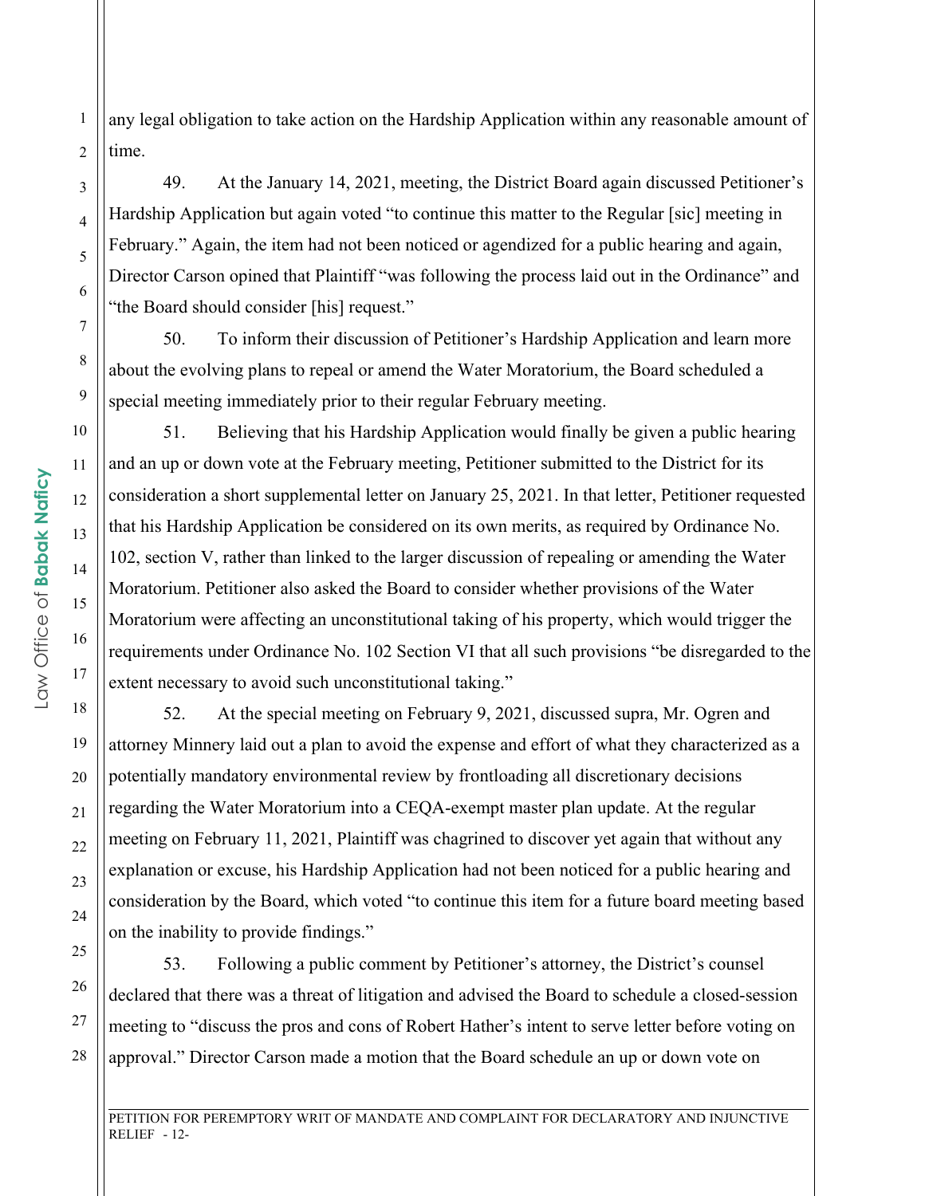any legal obligation to take action on the Hardship Application within any reasonable amount of time.

49. At the January 14, 2021, meeting, the District Board again discussed Petitioner's Hardship Application but again voted "to continue this matter to the Regular [sic] meeting in February." Again, the item had not been noticed or agendized for a public hearing and again, Director Carson opined that Plaintiff "was following the process laid out in the Ordinance" and "the Board should consider [his] request."

50. To inform their discussion of Petitioner's Hardship Application and learn more about the evolving plans to repeal or amend the Water Moratorium, the Board scheduled a special meeting immediately prior to their regular February meeting.

51. Believing that his Hardship Application would finally be given a public hearing and an up or down vote at the February meeting, Petitioner submitted to the District for its consideration a short supplemental letter on January 25, 2021. In that letter, Petitioner requested that his Hardship Application be considered on its own merits, as required by Ordinance No. 102, section V, rather than linked to the larger discussion of repealing or amending the Water Moratorium. Petitioner also asked the Board to consider whether provisions of the Water Moratorium were affecting an unconstitutional taking of his property, which would trigger the requirements under Ordinance No. 102 Section VI that all such provisions "be disregarded to the extent necessary to avoid such unconstitutional taking."

52. At the special meeting on February 9, 2021, discussed supra, Mr. Ogren and attorney Minnery laid out a plan to avoid the expense and effort of what they characterized as a potentially mandatory environmental review by frontloading all discretionary decisions regarding the Water Moratorium into a CEQA-exempt master plan update. At the regular meeting on February 11, 2021, Plaintiff was chagrined to discover yet again that without any explanation or excuse, his Hardship Application had not been noticed for a public hearing and consideration by the Board, which voted "to continue this item for a future board meeting based on the inability to provide findings."

53. Following a public comment by Petitioner's attorney, the District's counsel declared that there was a threat of litigation and advised the Board to schedule a closed-session meeting to "discuss the pros and cons of Robert Hather's intent to serve letter before voting on approval." Director Carson made a motion that the Board schedule an up or down vote on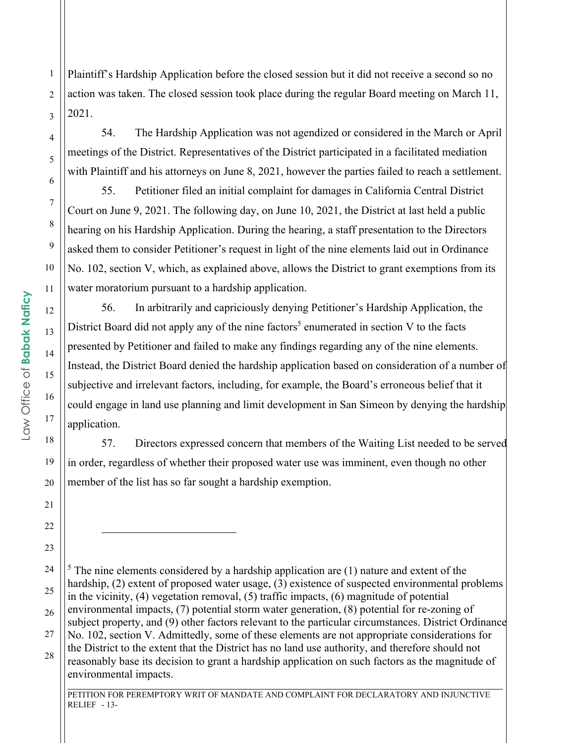Plaintiff's Hardship Application before the closed session but it did not receive a second so no action was taken. The closed session took place during the regular Board meeting on March 11, 2021.

54. The Hardship Application was not agendized or considered in the March or April meetings of the District. Representatives of the District participated in a facilitated mediation with Plaintiff and his attorneys on June 8, 2021, however the parties failed to reach a settlement.

55. Petitioner filed an initial complaint for damages in California Central District Court on June 9, 2021. The following day, on June 10, 2021, the District at last held a public hearing on his Hardship Application. During the hearing, a staff presentation to the Directors asked them to consider Petitioner's request in light of the nine elements laid out in Ordinance No. 102, section V, which, as explained above, allows the District to grant exemptions from its water moratorium pursuant to a hardship application.

56. In arbitrarily and capriciously denying Petitioner's Hardship Application, the District Board did not apply any of the nine factors[5] enumerated in section V to the facts presented by Petitioner and failed to make any findings regarding any of the nine elements. Instead, the District Board denied the hardship application based on consideration of a number of subjective and irrelevant factors, including, for example, the Board's erroneous belief that it could engage in land use planning and limit development in San Simeon by denying the hardship application.

57. Directors expressed concern that members of the Waiting List needed to be served in order, regardless of whether their proposed water use was imminent, even though no other member of the list has so far sought a hardship exemption.

---

[5] The nine elements considered by a hardship application are (1) nature and extent of the hardship, (2) extent of proposed water usage, (3) existence of suspected environmental problems in the vicinity, (4) vegetation removal, (5) traffic impacts, (6) magnitude of potential environmental impacts, (7) potential storm water generation, (8) potential for re-zoning of subject property, and (9) other factors relevant to the particular circumstances. District Ordinance No. 102, section V. Admittedly, some of these elements are not appropriate considerations for the District to the extent that the District has no land use authority, and therefore should not reasonably base its decision to grant a hardship application on such factors as the magnitude of environmental impacts.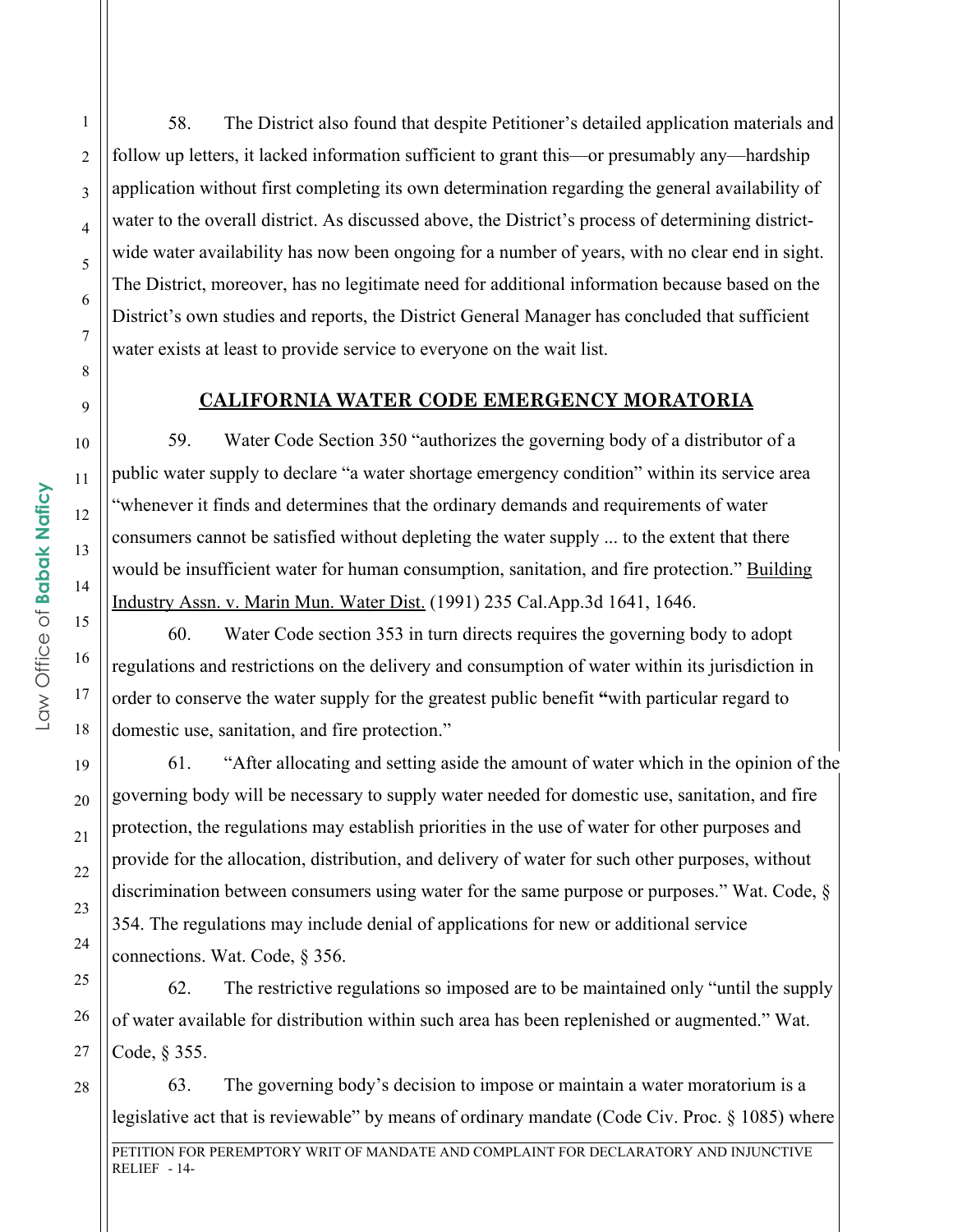58. The District also found that despite Petitioner's detailed application materials and follow up letters, it lacked information sufficient to grant this—or presumably any—hardship application without first completing its own determination regarding the general availability of water to the overall district. As discussed above, the District's process of determining district-wide water availability has now been ongoing for a number of years, with no clear end in sight. The District, moreover, has no legitimate need for additional information because based on the District's own studies and reports, the District General Manager has concluded that sufficient water exists at least to provide service to everyone on the wait list.

## CALIFORNIA WATER CODE EMERGENCY MORATORIA

59. Water Code Section 350 "authorizes the governing body of a distributor of a public water supply to declare "a water shortage emergency condition" within its service area "whenever it finds and determines that the ordinary demands and requirements of water consumers cannot be satisfied without depleting the water supply ... to the extent that there would be insufficient water for human consumption, sanitation, and fire protection." Building Industry Assn. v. Marin Mun. Water Dist. (1991) 235 Cal.App.3d 1641, 1646.

60. Water Code section 353 in turn directs requires the governing body to adopt regulations and restrictions on the delivery and consumption of water within its jurisdiction in order to conserve the water supply for the greatest public benefit **"**with particular regard to domestic use, sanitation, and fire protection."

61. "After allocating and setting aside the amount of water which in the opinion of the governing body will be necessary to supply water needed for domestic use, sanitation, and fire protection, the regulations may establish priorities in the use of water for other purposes and provide for the allocation, distribution, and delivery of water for such other purposes, without discrimination between consumers using water for the same purpose or purposes." Wat. Code, § 354. The regulations may include denial of applications for new or additional service connections. Wat. Code, § 356.

62. The restrictive regulations so imposed are to be maintained only "until the supply of water available for distribution within such area has been replenished or augmented." Wat. Code, § 355.

63. The governing body's decision to impose or maintain a water moratorium is a legislative act that is reviewable" by means of ordinary mandate (Code Civ. Proc. § 1085) where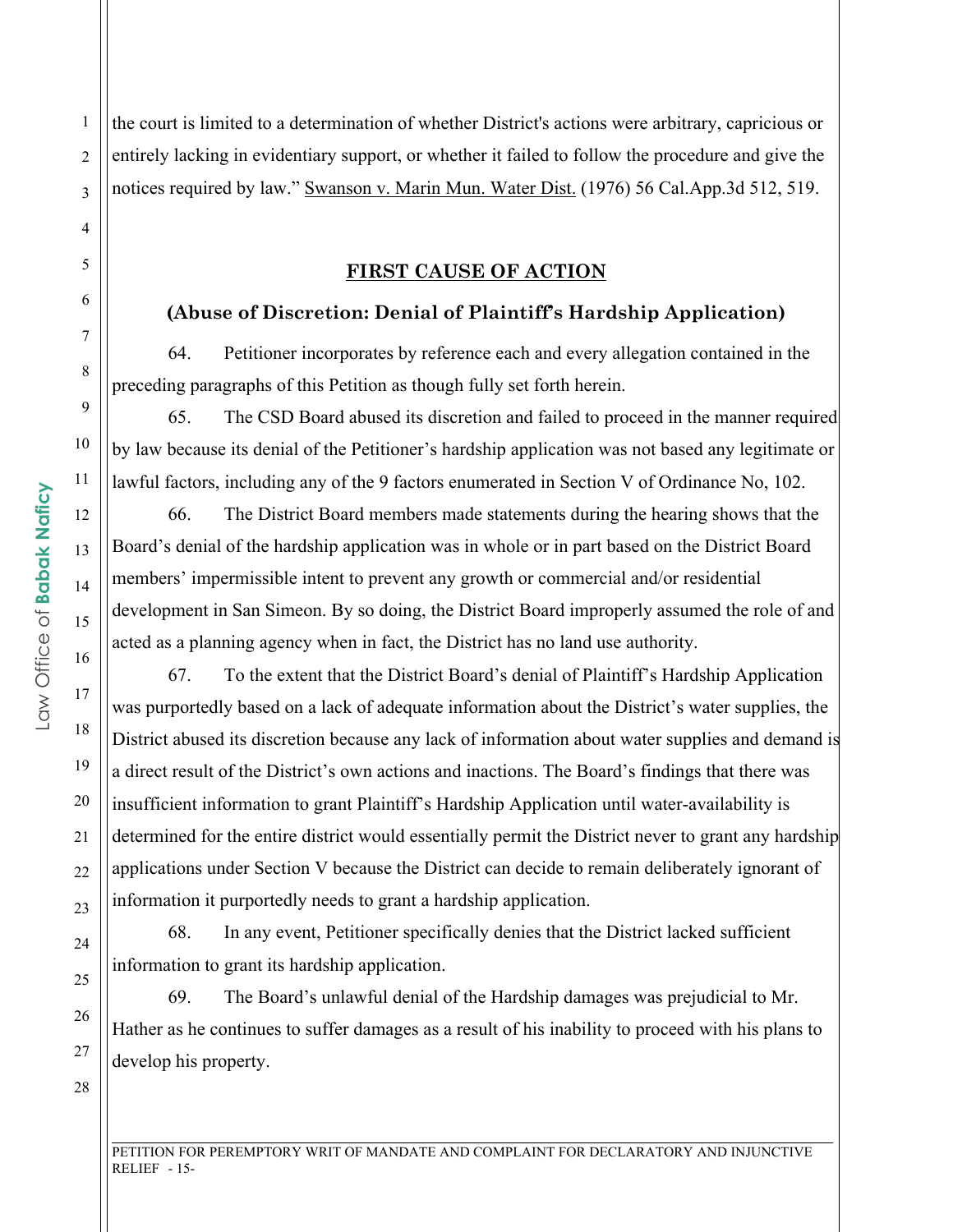the court is limited to a determination of whether District's actions were arbitrary, capricious or entirely lacking in evidentiary support, or whether it failed to follow the procedure and give the notices required by law." Swanson v. Marin Mun. Water Dist. (1976) 56 Cal.App.3d 512, 519.

## FIRST CAUSE OF ACTION

### (Abuse of Discretion: Denial of Plaintiff's Hardship Application)

64. Petitioner incorporates by reference each and every allegation contained in the preceding paragraphs of this Petition as though fully set forth herein.

65. The CSD Board abused its discretion and failed to proceed in the manner required by law because its denial of the Petitioner's hardship application was not based any legitimate or lawful factors, including any of the 9 factors enumerated in Section V of Ordinance No, 102.

66. The District Board members made statements during the hearing shows that the Board's denial of the hardship application was in whole or in part based on the District Board members' impermissible intent to prevent any growth or commercial and/or residential development in San Simeon. By so doing, the District Board improperly assumed the role of and acted as a planning agency when in fact, the District has no land use authority.

67. To the extent that the District Board's denial of Plaintiff's Hardship Application was purportedly based on a lack of adequate information about the District's water supplies, the District abused its discretion because any lack of information about water supplies and demand is a direct result of the District's own actions and inactions. The Board's findings that there was insufficient information to grant Plaintiff's Hardship Application until water-availability is determined for the entire district would essentially permit the District never to grant any hardship applications under Section V because the District can decide to remain deliberately ignorant of information it purportedly needs to grant a hardship application.

68. In any event, Petitioner specifically denies that the District lacked sufficient information to grant its hardship application.

69. The Board's unlawful denial of the Hardship damages was prejudicial to Mr. Hather as he continues to suffer damages as a result of his inability to proceed with his plans to develop his property.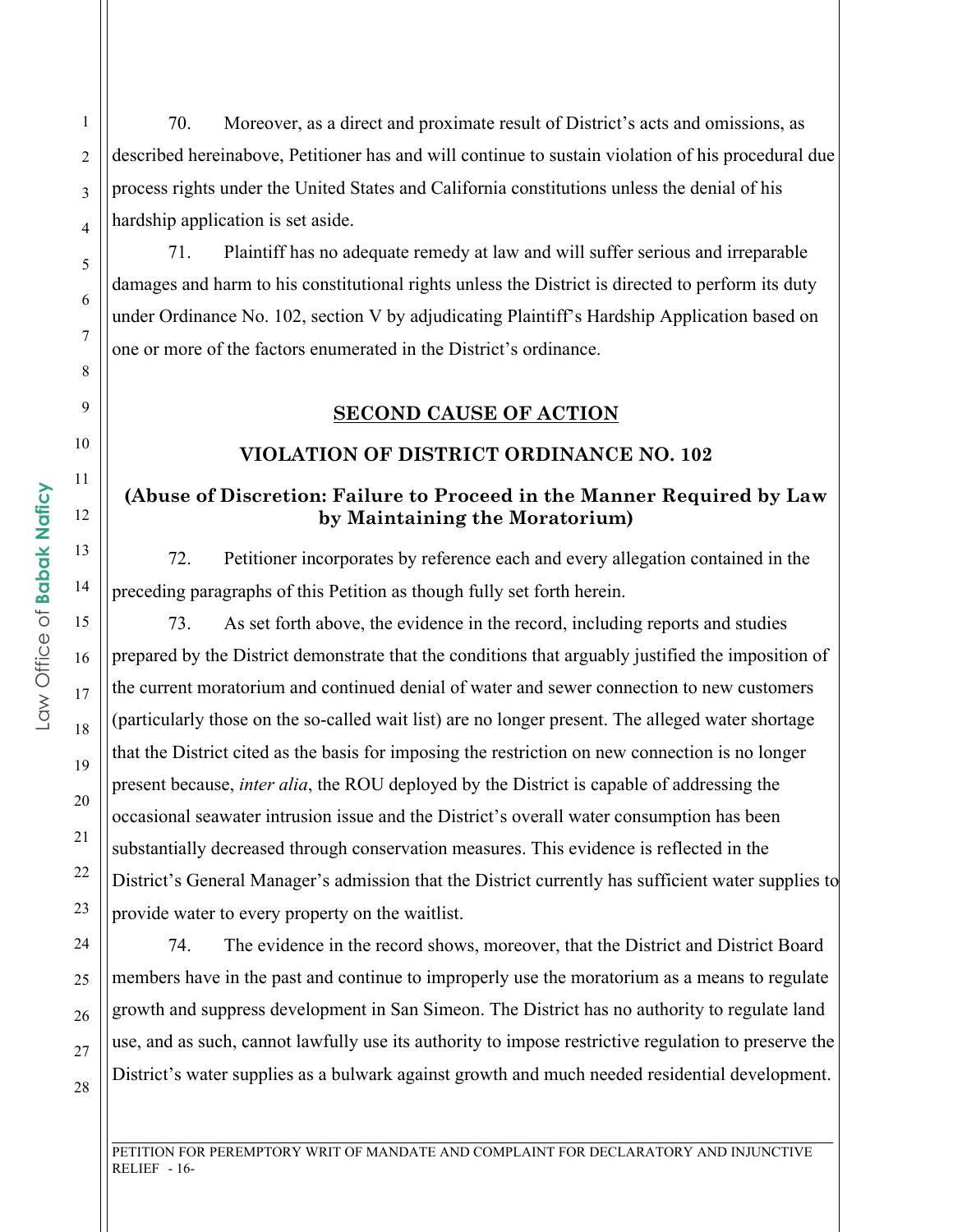70. Moreover, as a direct and proximate result of District's acts and omissions, as described hereinabove, Petitioner has and will continue to sustain violation of his procedural due process rights under the United States and California constitutions unless the denial of his hardship application is set aside.

71. Plaintiff has no adequate remedy at law and will suffer serious and irreparable damages and harm to his constitutional rights unless the District is directed to perform its duty under Ordinance No. 102, section V by adjudicating Plaintiff's Hardship Application based on one or more of the factors enumerated in the District's ordinance.

## SECOND CAUSE OF ACTION

### VIOLATION OF DISTRICT ORDINANCE NO. 102

### (Abuse of Discretion: Failure to Proceed in the Manner Required by Law by Maintaining the Moratorium)

72. Petitioner incorporates by reference each and every allegation contained in the preceding paragraphs of this Petition as though fully set forth herein.

73. As set forth above, the evidence in the record, including reports and studies prepared by the District demonstrate that the conditions that arguably justified the imposition of the current moratorium and continued denial of water and sewer connection to new customers (particularly those on the so-called wait list) are no longer present. The alleged water shortage that the District cited as the basis for imposing the restriction on new connection is no longer present because, *inter alia*, the ROU deployed by the District is capable of addressing the occasional seawater intrusion issue and the District's overall water consumption has been substantially decreased through conservation measures. This evidence is reflected in the District's General Manager's admission that the District currently has sufficient water supplies to provide water to every property on the waitlist.

74. The evidence in the record shows, moreover, that the District and District Board members have in the past and continue to improperly use the moratorium as a means to regulate growth and suppress development in San Simeon. The District has no authority to regulate land use, and as such, cannot lawfully use its authority to impose restrictive regulation to preserve the District's water supplies as a bulwark against growth and much needed residential development.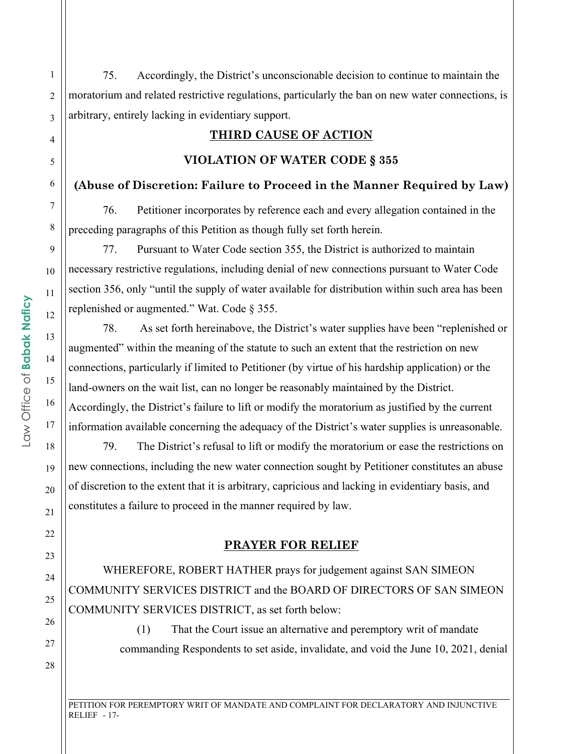75. Accordingly, the District's unconscionable decision to continue to maintain the moratorium and related restrictive regulations, particularly the ban on new water connections, is arbitrary, entirely lacking in evidentiary support.

## THIRD CAUSE OF ACTION

## VIOLATION OF WATER CODE § 355

### (Abuse of Discretion: Failure to Proceed in the Manner Required by Law)

76. Petitioner incorporates by reference each and every allegation contained in the preceding paragraphs of this Petition as though fully set forth herein.

77. Pursuant to Water Code section 355, the District is authorized to maintain necessary restrictive regulations, including denial of new connections pursuant to Water Code section 356, only "until the supply of water available for distribution within such area has been replenished or augmented." Wat. Code § 355.

78. As set forth hereinabove, the District's water supplies have been "replenished or augmented" within the meaning of the statute to such an extent that the restriction on new connections, particularly if limited to Petitioner (by virtue of his hardship application) or the land-owners on the wait list, can no longer be reasonably maintained by the District. Accordingly, the District's failure to lift or modify the moratorium as justified by the current information available concerning the adequacy of the District's water supplies is unreasonable.

79. The District's refusal to lift or modify the moratorium or ease the restrictions on new connections, including the new water connection sought by Petitioner constitutes an abuse of discretion to the extent that it is arbitrary, capricious and lacking in evidentiary basis, and constitutes a failure to proceed in the manner required by law.

## PRAYER FOR RELIEF

WHEREFORE, ROBERT HATHER prays for judgement against SAN SIMEON COMMUNITY SERVICES DISTRICT and the BOARD OF DIRECTORS OF SAN SIMEON COMMUNITY SERVICES DISTRICT, as set forth below:

(1) That the Court issue an alternative and peremptory writ of mandate commanding Respondents to set aside, invalidate, and void the June 10, 2021, denial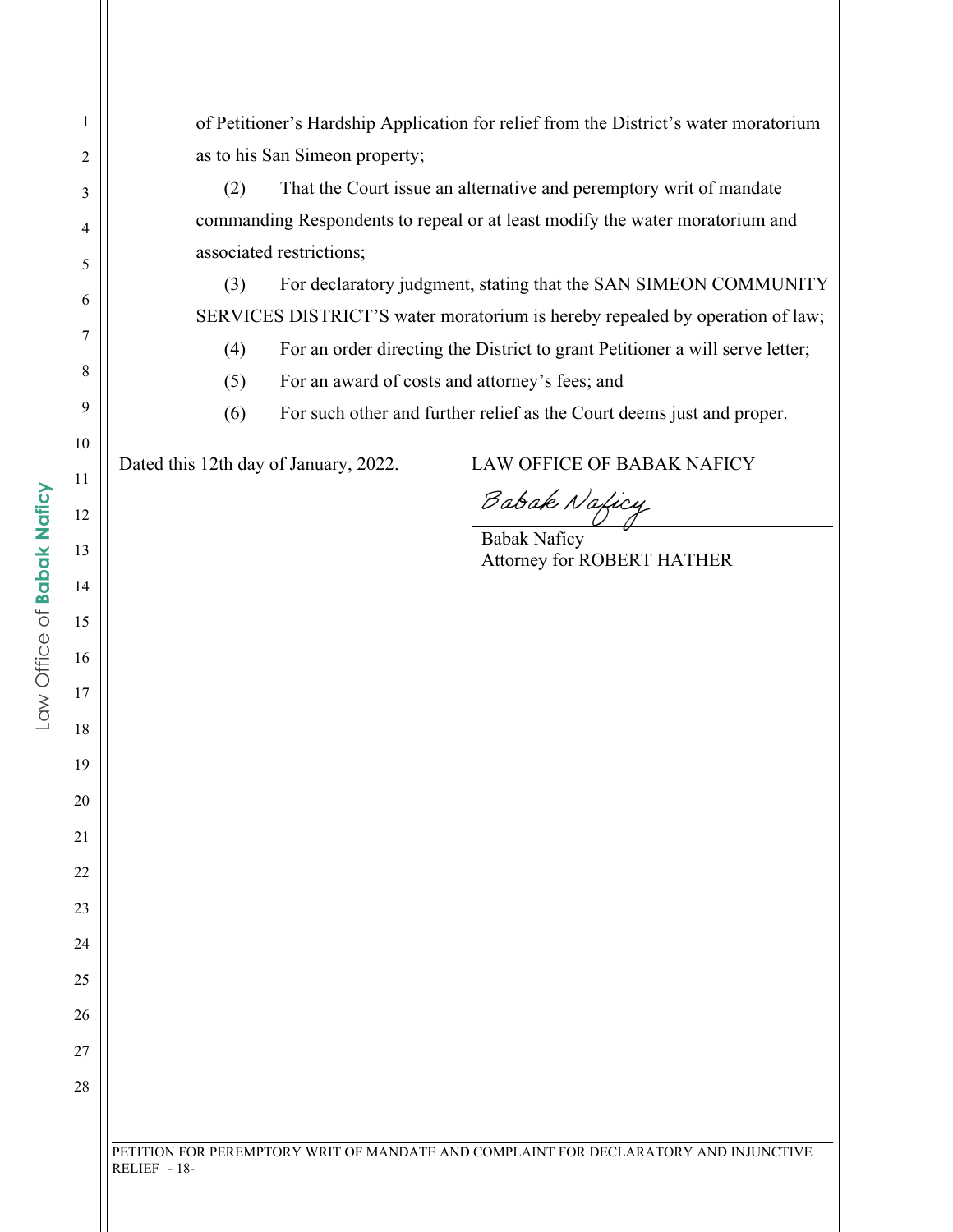of Petitioner's Hardship Application for relief from the District's water moratorium as to his San Simeon property;

(2) That the Court issue an alternative and peremptory writ of mandate commanding Respondents to repeal or at least modify the water moratorium and associated restrictions;

(3) For declaratory judgment, stating that the SAN SIMEON COMMUNITY SERVICES DISTRICT'S water moratorium is hereby repealed by operation of law;

(4) For an order directing the District to grant Petitioner a will serve letter;

(5) For an award of costs and attorney's fees; and

(6) For such other and further relief as the Court deems just and proper.

Dated this 12th day of January, 2022.

LAW OFFICE OF BABAK NAFICY

*Babak Naficy*

Babak Naficy
Attorney for ROBERT HATHER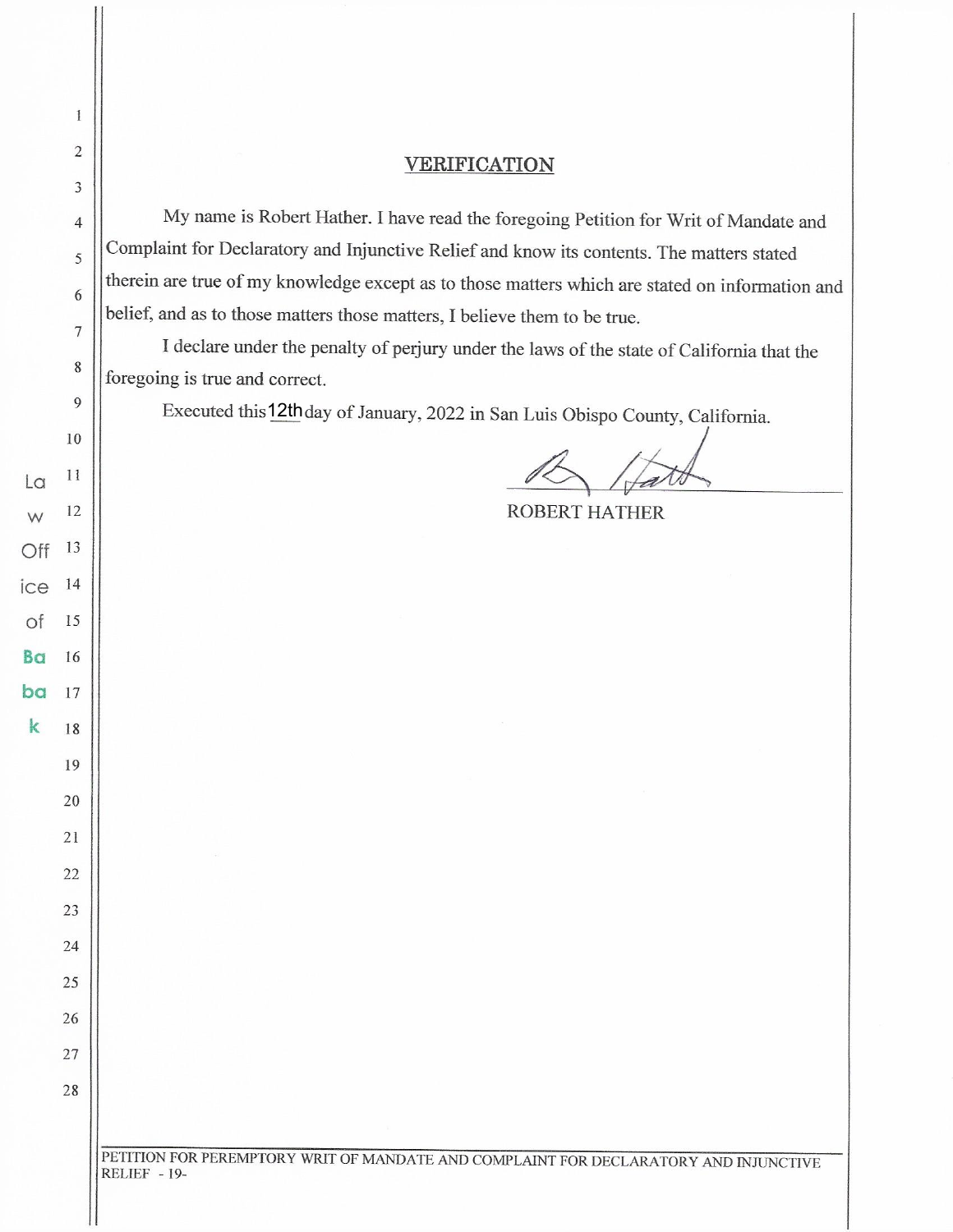## VERIFICATION

My name is Robert Hather. I have read the foregoing Petition for Writ of Mandate and Complaint for Declaratory and Injunctive Relief and know its contents. The matters stated therein are true of my knowledge except as to those matters which are stated on information and belief, and as to those matters those matters, I believe them to be true.

I declare under the penalty of perjury under the laws of the state of California that the foregoing is true and correct.

Executed this 12th day of January, 2022 in San Luis Obispo County, California.

ROBERT HATHER